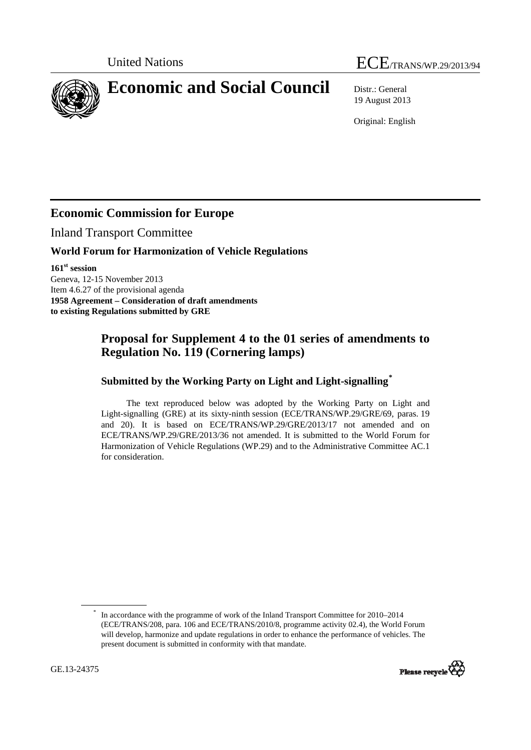United Nations ECE/TRANS/WP.29/2013/94

# Economic and Social Council

Distr.: General
19 August 2013

Original: English

## Economic Commission for Europe

Inland Transport Committee

### World Forum for Harmonization of Vehicle Regulations

**161st session**
Geneva, 12-15 November 2013
Item 4.6.27 of the provisional agenda
**1958 Agreement – Consideration of draft amendments to existing Regulations submitted by GRE**

## Proposal for Supplement 4 to the 01 series of amendments to Regulation No. 119 (Cornering lamps)

### Submitted by the Working Party on Light and Light-signalling*

The text reproduced below was adopted by the Working Party on Light and Light-signalling (GRE) at its sixty-ninth session (ECE/TRANS/WP.29/GRE/69, paras. 19 and 20). It is based on ECE/TRANS/WP.29/GRE/2013/17 not amended and on ECE/TRANS/WP.29/GRE/2013/36 not amended. It is submitted to the World Forum for Harmonization of Vehicle Regulations (WP.29) and to the Administrative Committee AC.1 for consideration.

---

* In accordance with the programme of work of the Inland Transport Committee for 2010–2014 (ECE/TRANS/208, para. 106 and ECE/TRANS/2010/8, programme activity 02.4), the World Forum will develop, harmonize and update regulations in order to enhance the performance of vehicles. The present document is submitted in conformity with that mandate.

GE.13-24375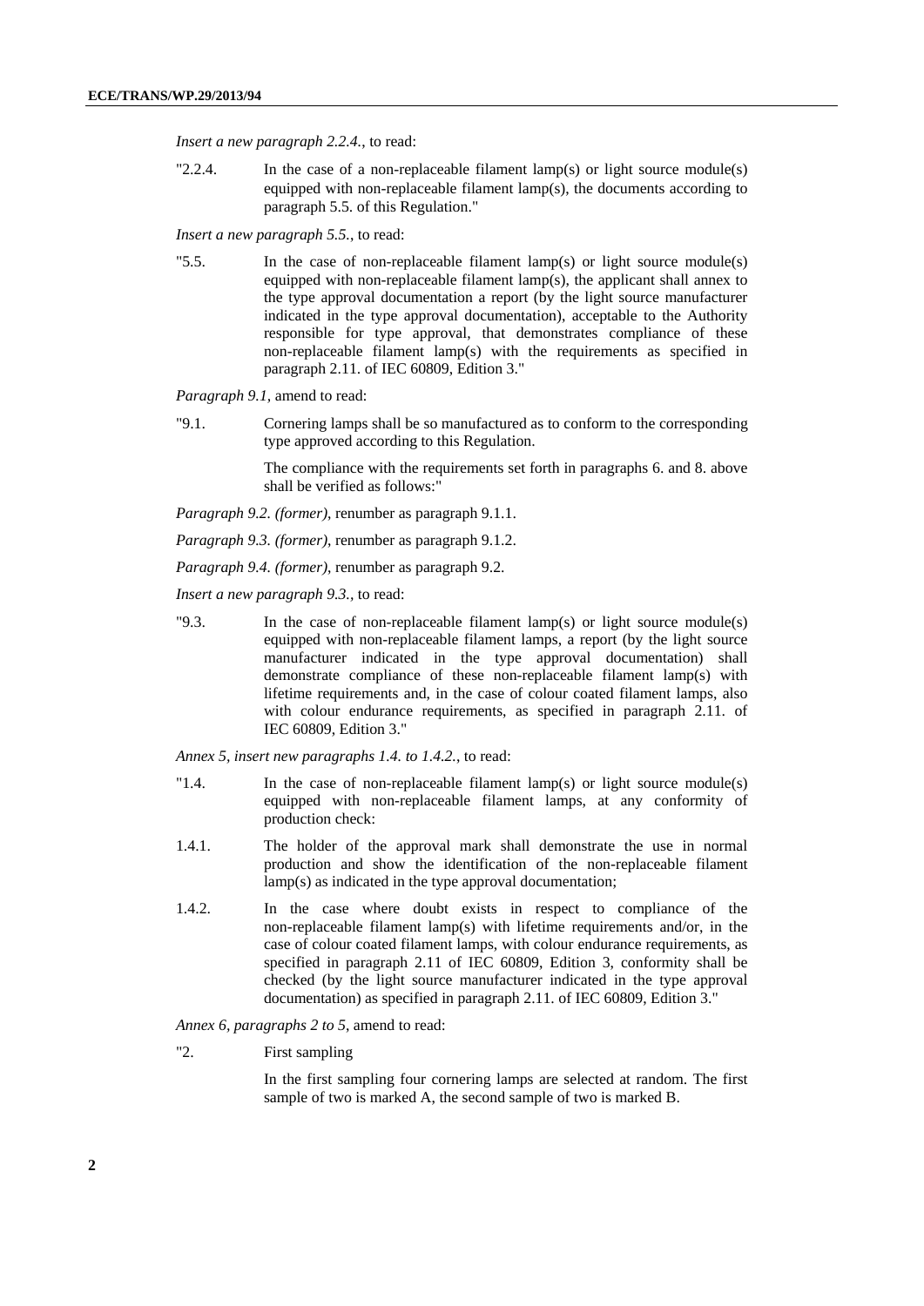*Insert a new paragraph 2.2.4.*, to read:

"2.2.4. In the case of a non-replaceable filament lamp(s) or light source module(s) equipped with non-replaceable filament lamp(s), the documents according to paragraph 5.5. of this Regulation."

*Insert a new paragraph 5.5.*, to read:

"5.5. In the case of non-replaceable filament lamp(s) or light source module(s) equipped with non-replaceable filament lamp(s), the applicant shall annex to the type approval documentation a report (by the light source manufacturer indicated in the type approval documentation), acceptable to the Authority responsible for type approval, that demonstrates compliance of these non-replaceable filament lamp(s) with the requirements as specified in paragraph 2.11. of IEC 60809, Edition 3."

*Paragraph 9.1*, amend to read:

"9.1. Cornering lamps shall be so manufactured as to conform to the corresponding type approved according to this Regulation.

The compliance with the requirements set forth in paragraphs 6. and 8. above shall be verified as follows:"

*Paragraph 9.2. (former)*, renumber as paragraph 9.1.1.

*Paragraph 9.3. (former)*, renumber as paragraph 9.1.2.

*Paragraph 9.4. (former)*, renumber as paragraph 9.2.

*Insert a new paragraph 9.3.*, to read:

"9.3. In the case of non-replaceable filament lamp(s) or light source module(s) equipped with non-replaceable filament lamps, a report (by the light source manufacturer indicated in the type approval documentation) shall demonstrate compliance of these non-replaceable filament lamp(s) with lifetime requirements and, in the case of colour coated filament lamps, also with colour endurance requirements, as specified in paragraph 2.11. of IEC 60809, Edition 3."

*Annex 5, insert new paragraphs 1.4. to 1.4.2.*, to read:

"1.4. In the case of non-replaceable filament lamp(s) or light source module(s) equipped with non-replaceable filament lamps, at any conformity of production check:

1.4.1. The holder of the approval mark shall demonstrate the use in normal production and show the identification of the non-replaceable filament lamp(s) as indicated in the type approval documentation;

1.4.2. In the case where doubt exists in respect to compliance of the non-replaceable filament lamp(s) with lifetime requirements and/or, in the case of colour coated filament lamps, with colour endurance requirements, as specified in paragraph 2.11 of IEC 60809, Edition 3, conformity shall be checked (by the light source manufacturer indicated in the type approval documentation) as specified in paragraph 2.11. of IEC 60809, Edition 3."

*Annex 6, paragraphs 2 to 5*, amend to read:

"2. First sampling

In the first sampling four cornering lamps are selected at random. The first sample of two is marked A, the second sample of two is marked B.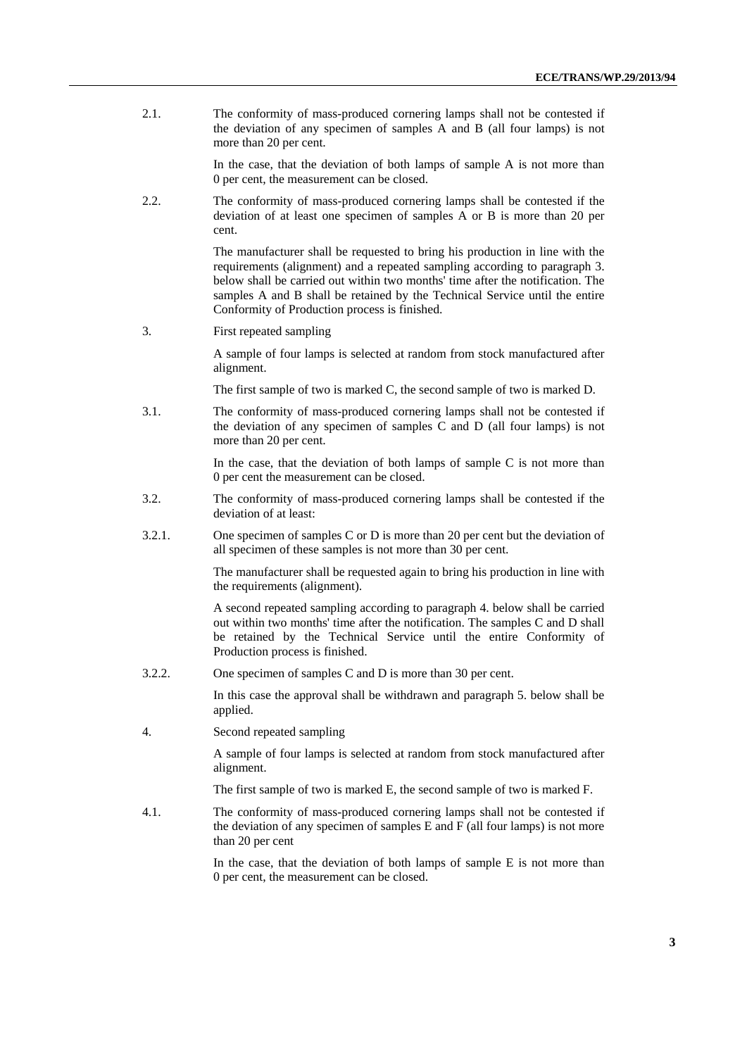2.1. The conformity of mass-produced cornering lamps shall not be contested if the deviation of any specimen of samples A and B (all four lamps) is not more than 20 per cent.

In the case, that the deviation of both lamps of sample A is not more than 0 per cent, the measurement can be closed.

2.2. The conformity of mass-produced cornering lamps shall be contested if the deviation of at least one specimen of samples A or B is more than 20 per cent.

The manufacturer shall be requested to bring his production in line with the requirements (alignment) and a repeated sampling according to paragraph 3. below shall be carried out within two months' time after the notification. The samples A and B shall be retained by the Technical Service until the entire Conformity of Production process is finished.

3. First repeated sampling

A sample of four lamps is selected at random from stock manufactured after alignment.

The first sample of two is marked C, the second sample of two is marked D.

3.1. The conformity of mass-produced cornering lamps shall not be contested if the deviation of any specimen of samples C and D (all four lamps) is not more than 20 per cent.

In the case, that the deviation of both lamps of sample C is not more than 0 per cent the measurement can be closed.

3.2. The conformity of mass-produced cornering lamps shall be contested if the deviation of at least:

3.2.1. One specimen of samples C or D is more than 20 per cent but the deviation of all specimen of these samples is not more than 30 per cent.

The manufacturer shall be requested again to bring his production in line with the requirements (alignment).

A second repeated sampling according to paragraph 4. below shall be carried out within two months' time after the notification. The samples C and D shall be retained by the Technical Service until the entire Conformity of Production process is finished.

3.2.2. One specimen of samples C and D is more than 30 per cent.

In this case the approval shall be withdrawn and paragraph 5. below shall be applied.

4. Second repeated sampling

A sample of four lamps is selected at random from stock manufactured after alignment.

The first sample of two is marked E, the second sample of two is marked F.

4.1. The conformity of mass-produced cornering lamps shall not be contested if the deviation of any specimen of samples E and F (all four lamps) is not more than 20 per cent

In the case, that the deviation of both lamps of sample E is not more than 0 per cent, the measurement can be closed.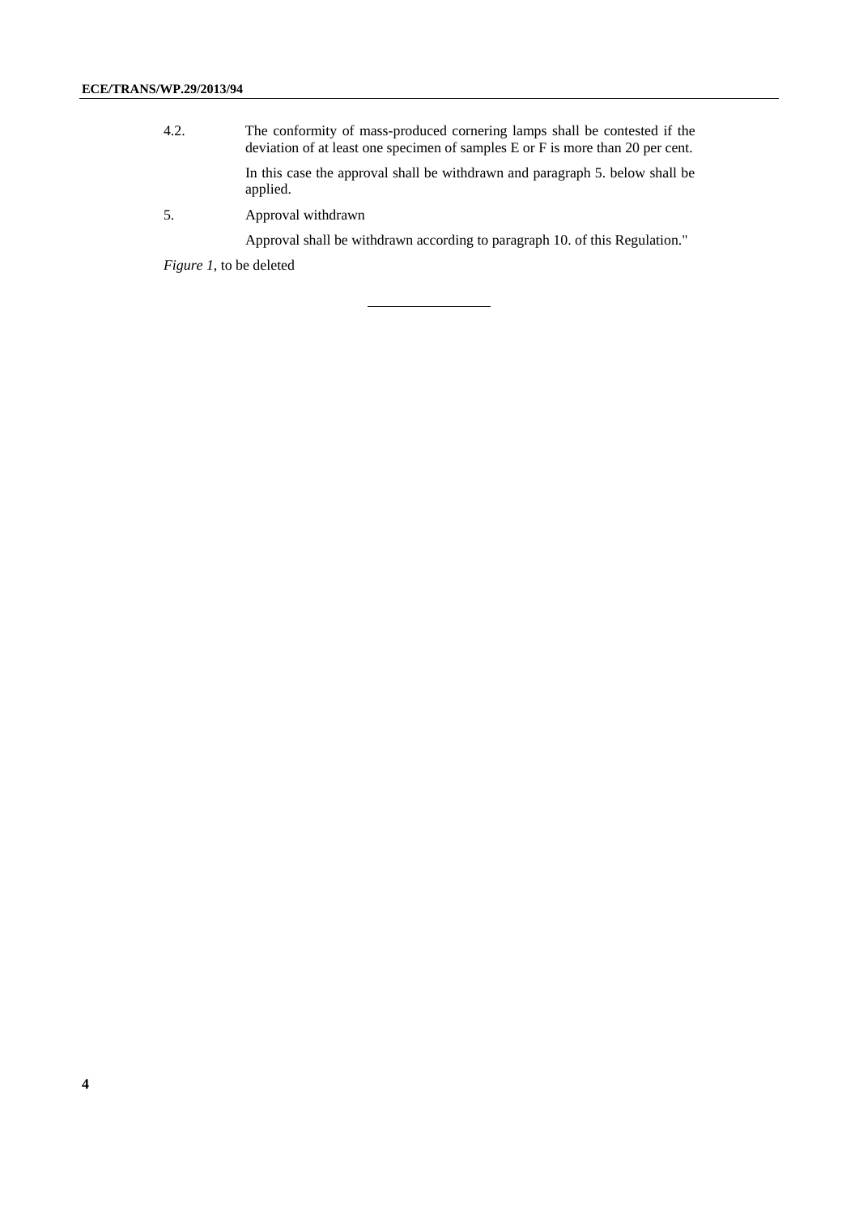4.2. The conformity of mass-produced cornering lamps shall be contested if the deviation of at least one specimen of samples E or F is more than 20 per cent.

In this case the approval shall be withdrawn and paragraph 5. below shall be applied.

5. Approval withdrawn

Approval shall be withdrawn according to paragraph 10. of this Regulation."

*Figure 1*, to be deleted